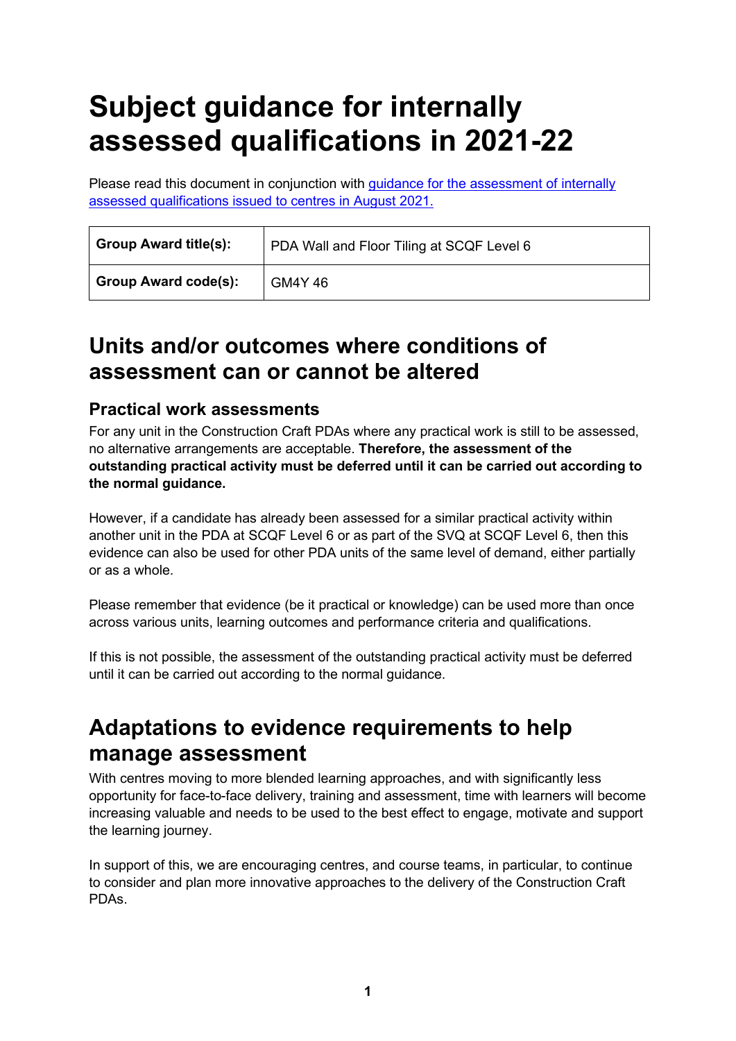# Subject guidance for internally assessed qualifications in 2021-22

Please read this document in conjunction with [guidance for the assessment of internally assessed qualifications issued to centres in August 2021.]()

| **Group Award title(s):** | PDA Wall and Floor Tiling at SCQF Level 6 |
|---|---|
| **Group Award code(s):** | GM4Y 46 |

## Units and/or outcomes where conditions of assessment can or cannot be altered

### Practical work assessments

For any unit in the Construction Craft PDAs where any practical work is still to be assessed, no alternative arrangements are acceptable. **Therefore, the assessment of the outstanding practical activity must be deferred until it can be carried out according to the normal guidance.**

However, if a candidate has already been assessed for a similar practical activity within another unit in the PDA at SCQF Level 6 or as part of the SVQ at SCQF Level 6, then this evidence can also be used for other PDA units of the same level of demand, either partially or as a whole.

Please remember that evidence (be it practical or knowledge) can be used more than once across various units, learning outcomes and performance criteria and qualifications.

If this is not possible, the assessment of the outstanding practical activity must be deferred until it can be carried out according to the normal guidance.

## Adaptations to evidence requirements to help manage assessment

With centres moving to more blended learning approaches, and with significantly less opportunity for face-to-face delivery, training and assessment, time with learners will become increasing valuable and needs to be used to the best effect to engage, motivate and support the learning journey.

In support of this, we are encouraging centres, and course teams, in particular, to continue to consider and plan more innovative approaches to the delivery of the Construction Craft PDAs.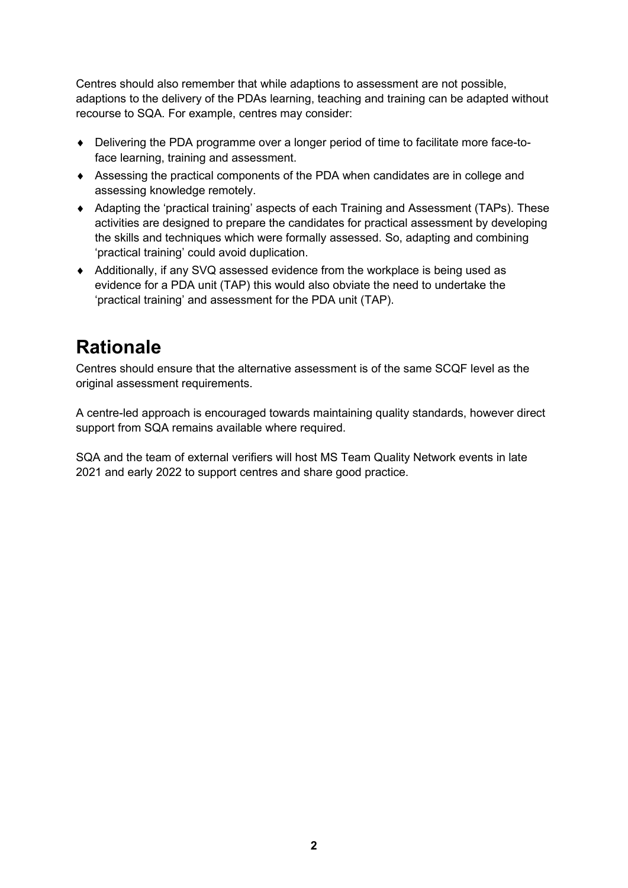Centres should also remember that while adaptions to assessment are not possible, adaptions to the delivery of the PDAs learning, teaching and training can be adapted without recourse to SQA. For example, centres may consider:

- Delivering the PDA programme over a longer period of time to facilitate more face-to-face learning, training and assessment.
- Assessing the practical components of the PDA when candidates are in college and assessing knowledge remotely.
- Adapting the 'practical training' aspects of each Training and Assessment (TAPs). These activities are designed to prepare the candidates for practical assessment by developing the skills and techniques which were formally assessed. So, adapting and combining 'practical training' could avoid duplication.
- Additionally, if any SVQ assessed evidence from the workplace is being used as evidence for a PDA unit (TAP) this would also obviate the need to undertake the 'practical training' and assessment for the PDA unit (TAP).

# Rationale

Centres should ensure that the alternative assessment is of the same SCQF level as the original assessment requirements.

A centre-led approach is encouraged towards maintaining quality standards, however direct support from SQA remains available where required.

SQA and the team of external verifiers will host MS Team Quality Network events in late 2021 and early 2022 to support centres and share good practice.